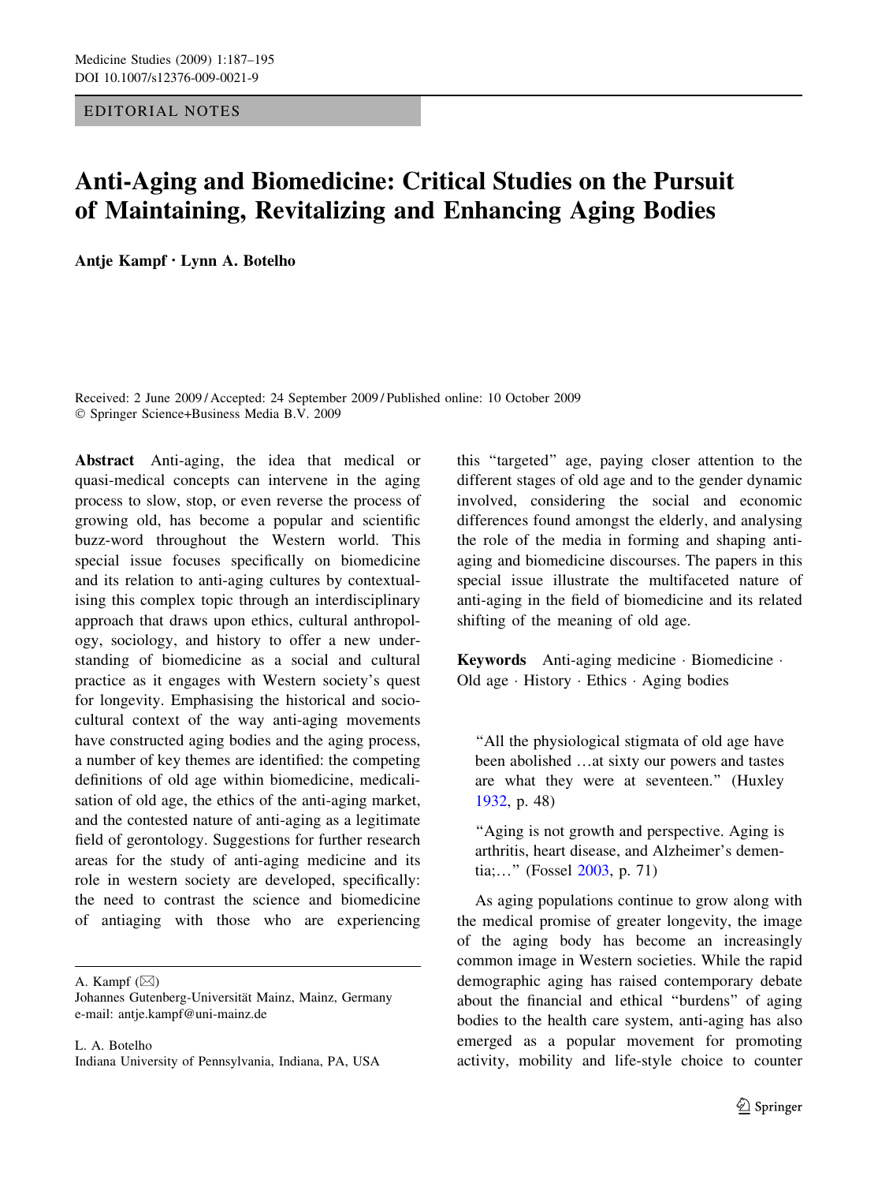EDITORIAL NOTES

# Anti-Aging and Biomedicine: Critical Studies on the Pursuit of Maintaining, Revitalizing and Enhancing Aging Bodies

**Antje Kampf · Lynn A. Botelho**

Received: 2 June 2009 / Accepted: 24 September 2009 / Published online: 10 October 2009
© Springer Science+Business Media B.V. 2009

**Abstract** Anti-aging, the idea that medical or quasi-medical concepts can intervene in the aging process to slow, stop, or even reverse the process of growing old, has become a popular and scientific buzz-word throughout the Western world. This special issue focuses specifically on biomedicine and its relation to anti-aging cultures by contextualising this complex topic through an interdisciplinary approach that draws upon ethics, cultural anthropology, sociology, and history to offer a new understanding of biomedicine as a social and cultural practice as it engages with Western society's quest for longevity. Emphasising the historical and socio-cultural context of the way anti-aging movements have constructed aging bodies and the aging process, a number of key themes are identified: the competing definitions of old age within biomedicine, medicalisation of old age, the ethics of the anti-aging market, and the contested nature of anti-aging as a legitimate field of gerontology. Suggestions for further research areas for the study of anti-aging medicine and its role in western society are developed, specifically: the need to contrast the science and biomedicine of antiaging with those who are experiencing this "targeted" age, paying closer attention to the different stages of old age and to the gender dynamic involved, considering the social and economic differences found amongst the elderly, and analysing the role of the media in forming and shaping anti-aging and biomedicine discourses. The papers in this special issue illustrate the multifaceted nature of anti-aging in the field of biomedicine and its related shifting of the meaning of old age.

**Keywords** Anti-aging medicine · Biomedicine · Old age · History · Ethics · Aging bodies

A. Kampf (✉)
Johannes Gutenberg-Universität Mainz, Mainz, Germany
e-mail: antje.kampf@uni-mainz.de

L. A. Botelho
Indiana University of Pennsylvania, Indiana, PA, USA

> "All the physiological stigmata of old age have been abolished …at sixty our powers and tastes are what they were at seventeen." (Huxley 1932, p. 48)

> "Aging is not growth and perspective. Aging is arthritis, heart disease, and Alzheimer's dementia;…" (Fossel 2003, p. 71)

As aging populations continue to grow along with the medical promise of greater longevity, the image of the aging body has become an increasingly common image in Western societies. While the rapid demographic aging has raised contemporary debate about the financial and ethical "burdens" of aging bodies to the health care system, anti-aging has also emerged as a popular movement for promoting activity, mobility and life-style choice to counter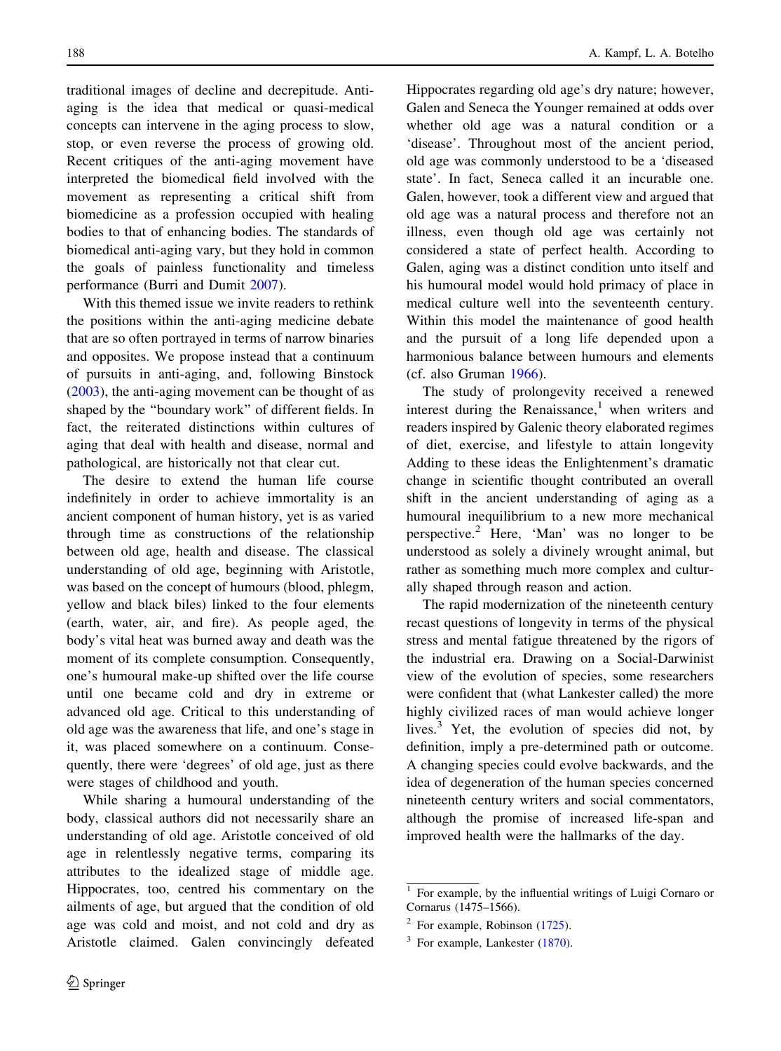traditional images of decline and decrepitude. Anti-aging is the idea that medical or quasi-medical concepts can intervene in the aging process to slow, stop, or even reverse the process of growing old. Recent critiques of the anti-aging movement have interpreted the biomedical field involved with the movement as representing a critical shift from biomedicine as a profession occupied with healing bodies to that of enhancing bodies. The standards of biomedical anti-aging vary, but they hold in common the goals of painless functionality and timeless performance (Burri and Dumit 2007).

With this themed issue we invite readers to rethink the positions within the anti-aging medicine debate that are so often portrayed in terms of narrow binaries and opposites. We propose instead that a continuum of pursuits in anti-aging, and, following Binstock (2003), the anti-aging movement can be thought of as shaped by the "boundary work" of different fields. In fact, the reiterated distinctions within cultures of aging that deal with health and disease, normal and pathological, are historically not that clear cut.

The desire to extend the human life course indefinitely in order to achieve immortality is an ancient component of human history, yet is as varied through time as constructions of the relationship between old age, health and disease. The classical understanding of old age, beginning with Aristotle, was based on the concept of humours (blood, phlegm, yellow and black biles) linked to the four elements (earth, water, air, and fire). As people aged, the body's vital heat was burned away and death was the moment of its complete consumption. Consequently, one's humoural make-up shifted over the life course until one became cold and dry in extreme or advanced old age. Critical to this understanding of old age was the awareness that life, and one's stage in it, was placed somewhere on a continuum. Consequently, there were 'degrees' of old age, just as there were stages of childhood and youth.

While sharing a humoural understanding of the body, classical authors did not necessarily share an understanding of old age. Aristotle conceived of old age in relentlessly negative terms, comparing its attributes to the idealized stage of middle age. Hippocrates, too, centred his commentary on the ailments of age, but argued that the condition of old age was cold and moist, and not cold and dry as Aristotle claimed. Galen convincingly defeated Hippocrates regarding old age's dry nature; however, Galen and Seneca the Younger remained at odds over whether old age was a natural condition or a 'disease'. Throughout most of the ancient period, old age was commonly understood to be a 'diseased state'. In fact, Seneca called it an incurable one. Galen, however, took a different view and argued that old age was a natural process and therefore not an illness, even though old age was certainly not considered a state of perfect health. According to Galen, aging was a distinct condition unto itself and his humoural model would hold primacy of place in medical culture well into the seventeenth century. Within this model the maintenance of good health and the pursuit of a long life depended upon a harmonious balance between humours and elements (cf. also Gruman 1966).

The study of prolongevity received a renewed interest during the Renaissance,[1] when writers and readers inspired by Galenic theory elaborated regimes of diet, exercise, and lifestyle to attain longevity Adding to these ideas the Enlightenment's dramatic change in scientific thought contributed an overall shift in the ancient understanding of aging as a humoural inequilibrium to a new more mechanical perspective.[2] Here, 'Man' was no longer to be understood as solely a divinely wrought animal, but rather as something much more complex and culturally shaped through reason and action.

The rapid modernization of the nineteenth century recast questions of longevity in terms of the physical stress and mental fatigue threatened by the rigors of the industrial era. Drawing on a Social-Darwinist view of the evolution of species, some researchers were confident that (what Lankester called) the more highly civilized races of man would achieve longer lives.[3] Yet, the evolution of species did not, by definition, imply a pre-determined path or outcome. A changing species could evolve backwards, and the idea of degeneration of the human species concerned nineteenth century writers and social commentators, although the promise of increased life-span and improved health were the hallmarks of the day.

---

[1] For example, by the influential writings of Luigi Cornaro or Cornarus (1475–1566).

[2] For example, Robinson (1725).

[3] For example, Lankester (1870).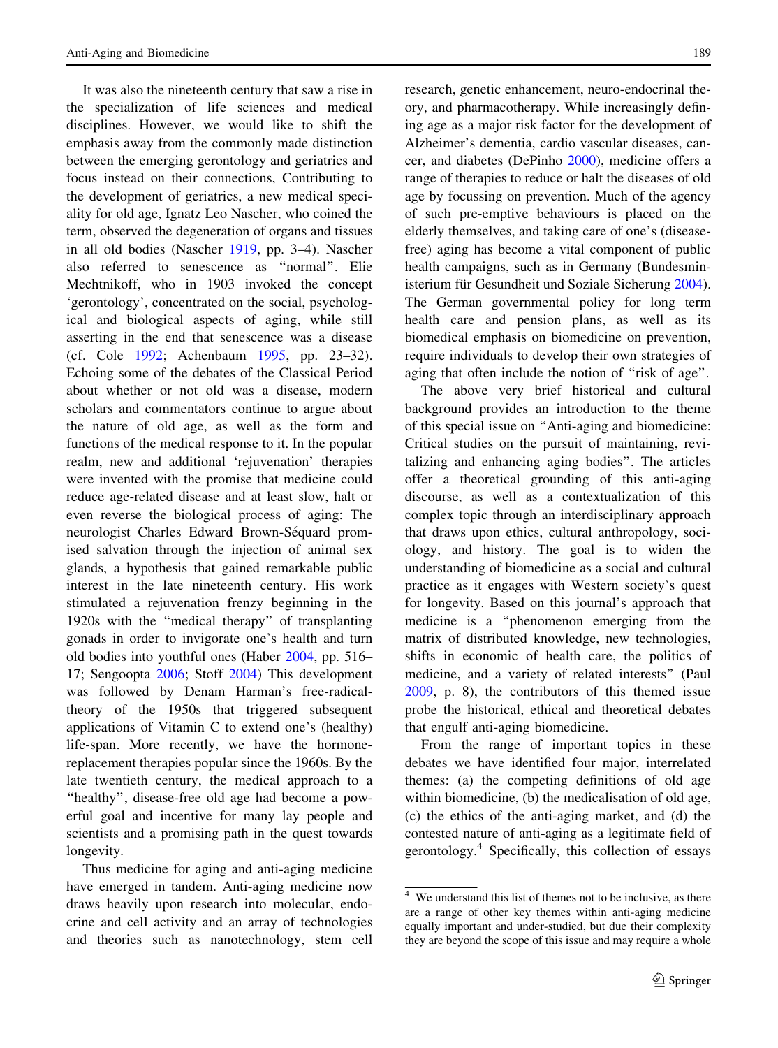It was also the nineteenth century that saw a rise in the specialization of life sciences and medical disciplines. However, we would like to shift the emphasis away from the commonly made distinction between the emerging gerontology and geriatrics and focus instead on their connections, Contributing to the development of geriatrics, a new medical speciality for old age, Ignatz Leo Nascher, who coined the term, observed the degeneration of organs and tissues in all old bodies (Nascher 1919, pp. 3–4). Nascher also referred to senescence as "normal". Elie Mechtnikoff, who in 1903 invoked the concept 'gerontology', concentrated on the social, psychological and biological aspects of aging, while still asserting in the end that senescence was a disease (cf. Cole 1992; Achenbaum 1995, pp. 23–32). Echoing some of the debates of the Classical Period about whether or not old was a disease, modern scholars and commentators continue to argue about the nature of old age, as well as the form and functions of the medical response to it. In the popular realm, new and additional 'rejuvenation' therapies were invented with the promise that medicine could reduce age-related disease and at least slow, halt or even reverse the biological process of aging: The neurologist Charles Edward Brown-Séquard promised salvation through the injection of animal sex glands, a hypothesis that gained remarkable public interest in the late nineteenth century. His work stimulated a rejuvenation frenzy beginning in the 1920s with the "medical therapy" of transplanting gonads in order to invigorate one's health and turn old bodies into youthful ones (Haber 2004, pp. 516–17; Sengoopta 2006; Stoff 2004) This development was followed by Denam Harman's free-radical-theory of the 1950s that triggered subsequent applications of Vitamin C to extend one's (healthy) life-span. More recently, we have the hormone-replacement therapies popular since the 1960s. By the late twentieth century, the medical approach to a "healthy", disease-free old age had become a powerful goal and incentive for many lay people and scientists and a promising path in the quest towards longevity.

Thus medicine for aging and anti-aging medicine have emerged in tandem. Anti-aging medicine now draws heavily upon research into molecular, endocrine and cell activity and an array of technologies and theories such as nanotechnology, stem cell research, genetic enhancement, neuro-endocrinal theory, and pharmacotherapy. While increasingly defining age as a major risk factor for the development of Alzheimer's dementia, cardio vascular diseases, cancer, and diabetes (DePinho 2000), medicine offers a range of therapies to reduce or halt the diseases of old age by focussing on prevention. Much of the agency of such pre-emptive behaviours is placed on the elderly themselves, and taking care of one's (disease-free) aging has become a vital component of public health campaigns, such as in Germany (Bundesministerium für Gesundheit und Soziale Sicherung 2004). The German governmental policy for long term health care and pension plans, as well as its biomedical emphasis on biomedicine on prevention, require individuals to develop their own strategies of aging that often include the notion of "risk of age".

The above very brief historical and cultural background provides an introduction to the theme of this special issue on "Anti-aging and biomedicine: Critical studies on the pursuit of maintaining, revitalizing and enhancing aging bodies". The articles offer a theoretical grounding of this anti-aging discourse, as well as a contextualization of this complex topic through an interdisciplinary approach that draws upon ethics, cultural anthropology, sociology, and history. The goal is to widen the understanding of biomedicine as a social and cultural practice as it engages with Western society's quest for longevity. Based on this journal's approach that medicine is a "phenomenon emerging from the matrix of distributed knowledge, new technologies, shifts in economic of health care, the politics of medicine, and a variety of related interests" (Paul 2009, p. 8), the contributors of this themed issue probe the historical, ethical and theoretical debates that engulf anti-aging biomedicine.

From the range of important topics in these debates we have identified four major, interrelated themes: (a) the competing definitions of old age within biomedicine, (b) the medicalisation of old age, (c) the ethics of the anti-aging market, and (d) the contested nature of anti-aging as a legitimate field of gerontology.[4] Specifically, this collection of essays

[4] We understand this list of themes not to be inclusive, as there are a range of other key themes within anti-aging medicine equally important and under-studied, but due their complexity they are beyond the scope of this issue and may require a whole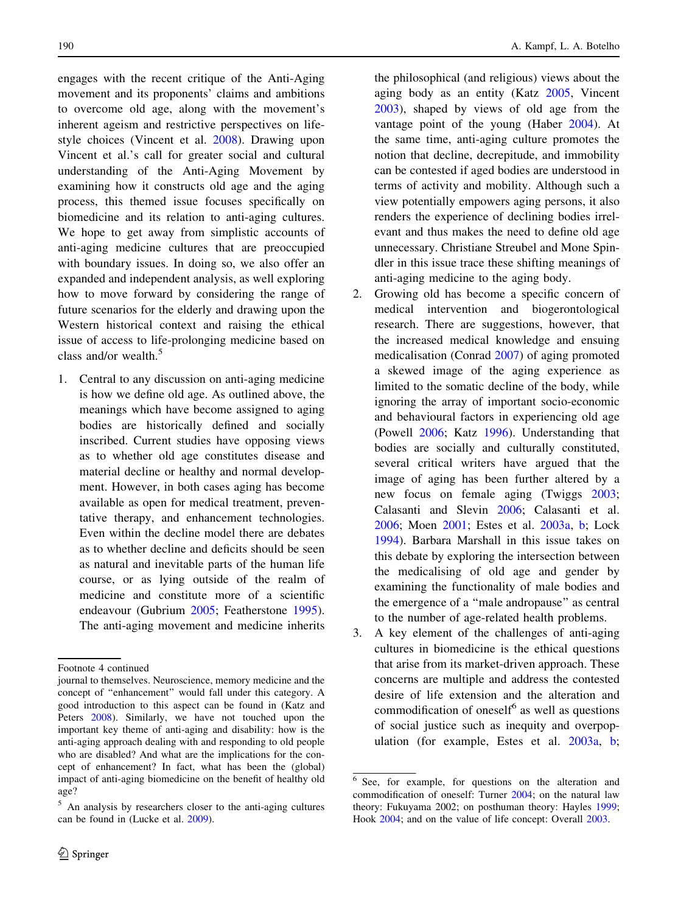engages with the recent critique of the Anti-Aging movement and its proponents' claims and ambitions to overcome old age, along with the movement's inherent ageism and restrictive perspectives on lifestyle choices (Vincent et al. 2008). Drawing upon Vincent et al.'s call for greater social and cultural understanding of the Anti-Aging Movement by examining how it constructs old age and the aging process, this themed issue focuses specifically on biomedicine and its relation to anti-aging cultures. We hope to get away from simplistic accounts of anti-aging medicine cultures that are preoccupied with boundary issues. In doing so, we also offer an expanded and independent analysis, as well exploring how to move forward by considering the range of future scenarios for the elderly and drawing upon the Western historical context and raising the ethical issue of access to life-prolonging medicine based on class and/or wealth.[5]

1. Central to any discussion on anti-aging medicine is how we define old age. As outlined above, the meanings which have become assigned to aging bodies are historically defined and socially inscribed. Current studies have opposing views as to whether old age constitutes disease and material decline or healthy and normal development. However, in both cases aging has become available as open for medical treatment, preventative therapy, and enhancement technologies. Even within the decline model there are debates as to whether decline and deficits should be seen as natural and inevitable parts of the human life course, or as lying outside of the realm of medicine and constitute more of a scientific endeavour (Gubrium 2005; Featherstone 1995). The anti-aging movement and medicine inherits the philosophical (and religious) views about the aging body as an entity (Katz 2005, Vincent 2003), shaped by views of old age from the vantage point of the young (Haber 2004). At the same time, anti-aging culture promotes the notion that decline, decrepitude, and immobility can be contested if aged bodies are understood in terms of activity and mobility. Although such a view potentially empowers aging persons, it also renders the experience of declining bodies irrelevant and thus makes the need to define old age unnecessary. Christiane Streubel and Mone Spindler in this issue trace these shifting meanings of anti-aging medicine to the aging body.
2. Growing old has become a specific concern of medical intervention and biogerontological research. There are suggestions, however, that the increased medical knowledge and ensuing medicalisation (Conrad 2007) of aging promoted a skewed image of the aging experience as limited to the somatic decline of the body, while ignoring the array of important socio-economic and behavioural factors in experiencing old age (Powell 2006; Katz 1996). Understanding that bodies are socially and culturally constituted, several critical writers have argued that the image of aging has been further altered by a new focus on female aging (Twiggs 2003; Calasanti and Slevin 2006; Calasanti et al. 2006; Moen 2001; Estes et al. 2003a, b; Lock 1994). Barbara Marshall in this issue takes on this debate by exploring the intersection between the medicalising of old age and gender by examining the functionality of male bodies and the emergence of a "male andropause" as central to the number of age-related health problems.
3. A key element of the challenges of anti-aging cultures in biomedicine is the ethical questions that arise from its market-driven approach. These concerns are multiple and address the contested desire of life extension and the alteration and commodification of oneself[6] as well as questions of social justice such as inequity and overpopulation (for example, Estes et al. 2003a, b;

---

Footnote 4 continued

journal to themselves. Neuroscience, memory medicine and the concept of "enhancement" would fall under this category. A good introduction to this aspect can be found in (Katz and Peters 2008). Similarly, we have not touched upon the important key theme of anti-aging and disability: how is the anti-aging approach dealing with and responding to old people who are disabled? And what are the implications for the concept of enhancement? In fact, what has been the (global) impact of anti-aging biomedicine on the benefit of healthy old age?

[5] An analysis by researchers closer to the anti-aging cultures can be found in (Lucke et al. 2009).

[6] See, for example, for questions on the alteration and commodification of oneself: Turner 2004; on the natural law theory: Fukuyama 2002; on posthuman theory: Hayles 1999; Hook 2004; and on the value of life concept: Overall 2003.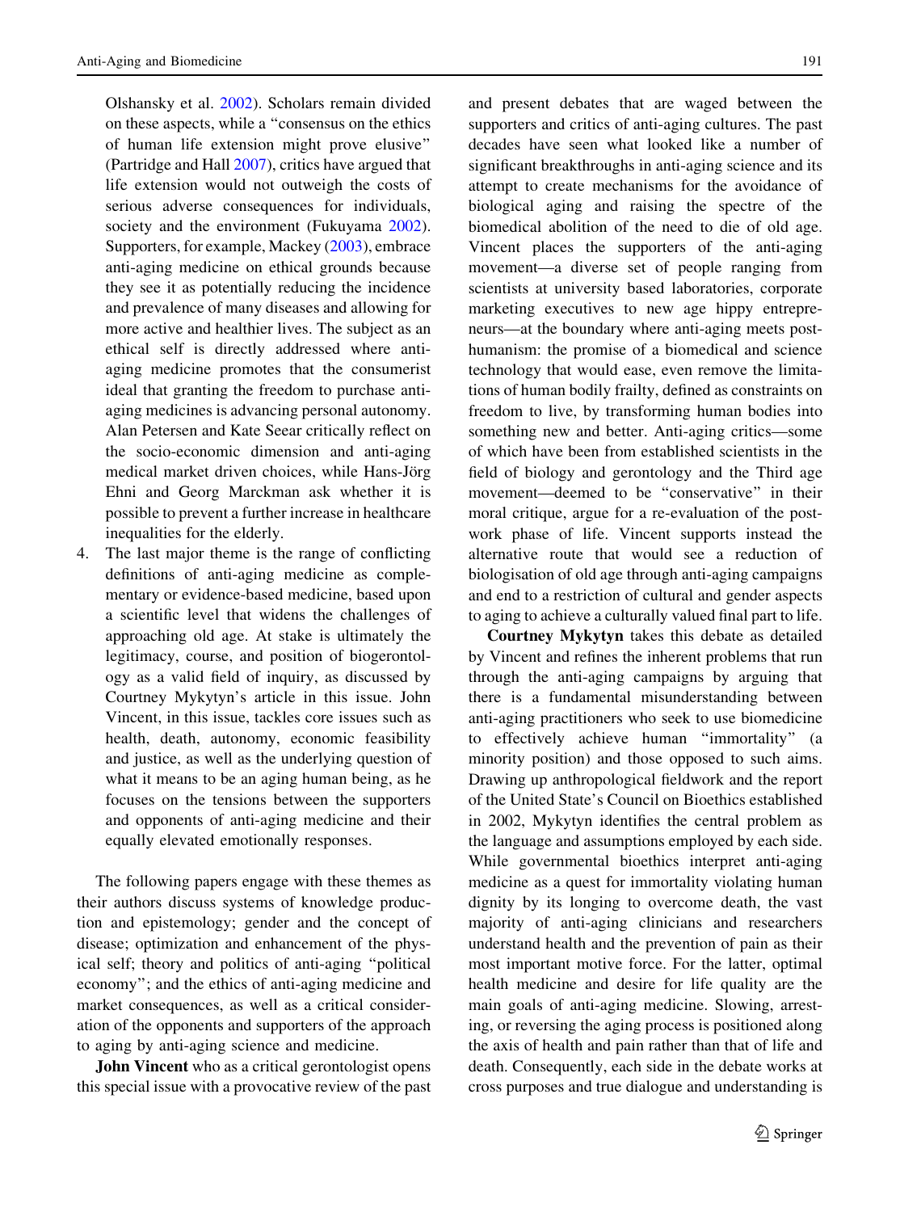Olshansky et al. 2002). Scholars remain divided on these aspects, while a "consensus on the ethics of human life extension might prove elusive" (Partridge and Hall 2007), critics have argued that life extension would not outweigh the costs of serious adverse consequences for individuals, society and the environment (Fukuyama 2002). Supporters, for example, Mackey (2003), embrace anti-aging medicine on ethical grounds because they see it as potentially reducing the incidence and prevalence of many diseases and allowing for more active and healthier lives. The subject as an ethical self is directly addressed where anti-aging medicine promotes that the consumerist ideal that granting the freedom to purchase anti-aging medicines is advancing personal autonomy. Alan Petersen and Kate Seear critically reflect on the socio-economic dimension and anti-aging medical market driven choices, while Hans-Jörg Ehni and Georg Marckman ask whether it is possible to prevent a further increase in healthcare inequalities for the elderly.

4. The last major theme is the range of conflicting definitions of anti-aging medicine as complementary or evidence-based medicine, based upon a scientific level that widens the challenges of approaching old age. At stake is ultimately the legitimacy, course, and position of biogerontology as a valid field of inquiry, as discussed by Courtney Mykytyn's article in this issue. John Vincent, in this issue, tackles core issues such as health, death, autonomy, economic feasibility and justice, as well as the underlying question of what it means to be an aging human being, as he focuses on the tensions between the supporters and opponents of anti-aging medicine and their equally elevated emotionally responses.

The following papers engage with these themes as their authors discuss systems of knowledge production and epistemology; gender and the concept of disease; optimization and enhancement of the physical self; theory and politics of anti-aging "political economy"; and the ethics of anti-aging medicine and market consequences, as well as a critical consideration of the opponents and supporters of the approach to aging by anti-aging science and medicine.

**John Vincent** who as a critical gerontologist opens this special issue with a provocative review of the past and present debates that are waged between the supporters and critics of anti-aging cultures. The past decades have seen what looked like a number of significant breakthroughs in anti-aging science and its attempt to create mechanisms for the avoidance of biological aging and raising the spectre of the biomedical abolition of the need to die of old age. Vincent places the supporters of the anti-aging movement—a diverse set of people ranging from scientists at university based laboratories, corporate marketing executives to new age hippy entrepreneurs—at the boundary where anti-aging meets post-humanism: the promise of a biomedical and science technology that would ease, even remove the limitations of human bodily frailty, defined as constraints on freedom to live, by transforming human bodies into something new and better. Anti-aging critics—some of which have been from established scientists in the field of biology and gerontology and the Third age movement—deemed to be "conservative" in their moral critique, argue for a re-evaluation of the post-work phase of life. Vincent supports instead the alternative route that would see a reduction of biologisation of old age through anti-aging campaigns and end to a restriction of cultural and gender aspects to aging to achieve a culturally valued final part to life.

**Courtney Mykytyn** takes this debate as detailed by Vincent and refines the inherent problems that run through the anti-aging campaigns by arguing that there is a fundamental misunderstanding between anti-aging practitioners who seek to use biomedicine to effectively achieve human "immortality" (a minority position) and those opposed to such aims. Drawing up anthropological fieldwork and the report of the United State's Council on Bioethics established in 2002, Mykytyn identifies the central problem as the language and assumptions employed by each side. While governmental bioethics interpret anti-aging medicine as a quest for immortality violating human dignity by its longing to overcome death, the vast majority of anti-aging clinicians and researchers understand health and the prevention of pain as their most important motive force. For the latter, optimal health medicine and desire for life quality are the main goals of anti-aging medicine. Slowing, arresting, or reversing the aging process is positioned along the axis of health and pain rather than that of life and death. Consequently, each side in the debate works at cross purposes and true dialogue and understanding is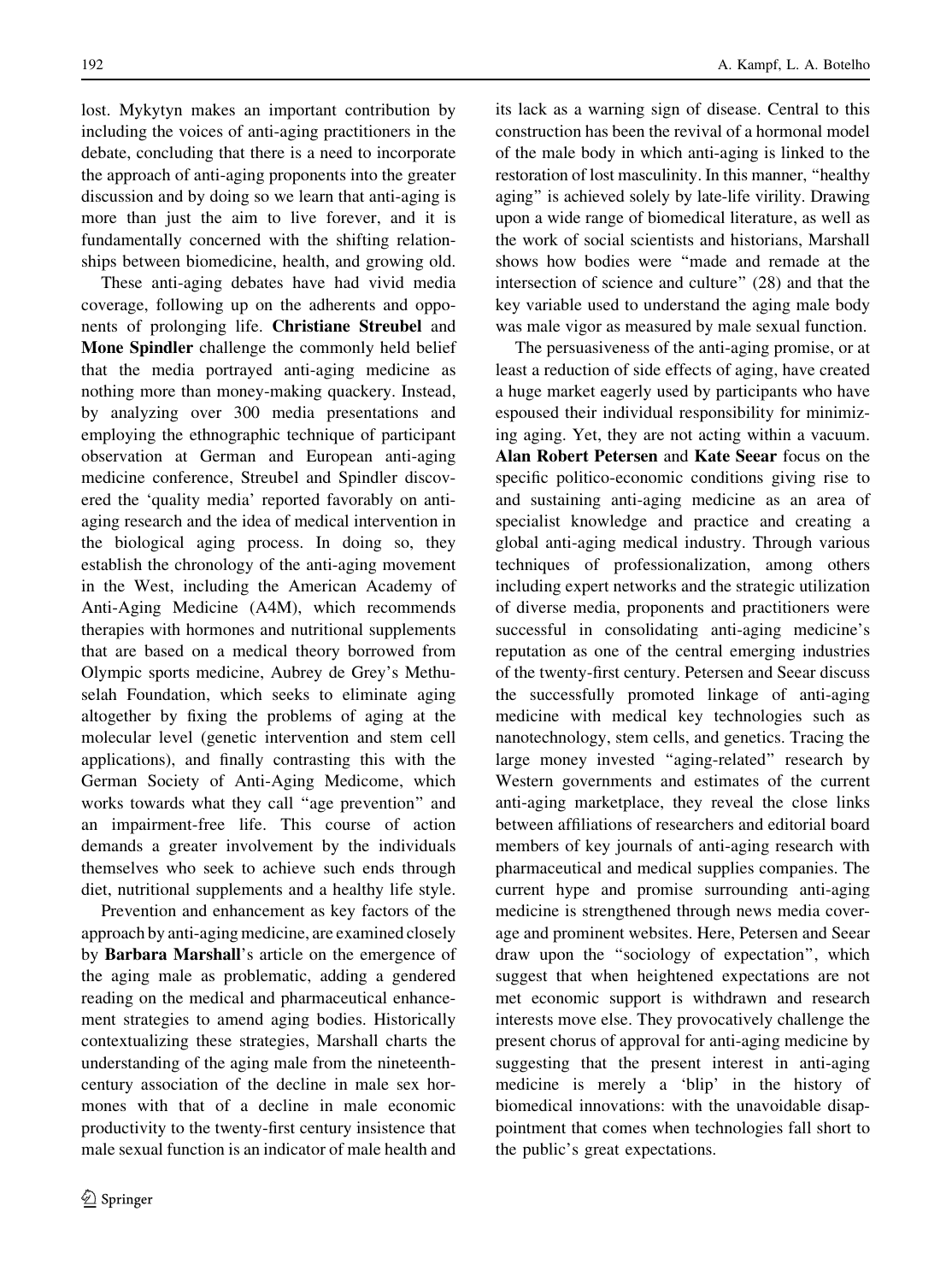lost. Mykytyn makes an important contribution by including the voices of anti-aging practitioners in the debate, concluding that there is a need to incorporate the approach of anti-aging proponents into the greater discussion and by doing so we learn that anti-aging is more than just the aim to live forever, and it is fundamentally concerned with the shifting relationships between biomedicine, health, and growing old.

These anti-aging debates have had vivid media coverage, following up on the adherents and opponents of prolonging life. **Christiane Streubel** and **Mone Spindler** challenge the commonly held belief that the media portrayed anti-aging medicine as nothing more than money-making quackery. Instead, by analyzing over 300 media presentations and employing the ethnographic technique of participant observation at German and European anti-aging medicine conference, Streubel and Spindler discovered the 'quality media' reported favorably on anti-aging research and the idea of medical intervention in the biological aging process. In doing so, they establish the chronology of the anti-aging movement in the West, including the American Academy of Anti-Aging Medicine (A4M), which recommends therapies with hormones and nutritional supplements that are based on a medical theory borrowed from Olympic sports medicine, Aubrey de Grey's Methuselah Foundation, which seeks to eliminate aging altogether by fixing the problems of aging at the molecular level (genetic intervention and stem cell applications), and finally contrasting this with the German Society of Anti-Aging Medicome, which works towards what they call "age prevention" and an impairment-free life. This course of action demands a greater involvement by the individuals themselves who seek to achieve such ends through diet, nutritional supplements and a healthy life style.

Prevention and enhancement as key factors of the approach by anti-aging medicine, are examined closely by **Barbara Marshall**'s article on the emergence of the aging male as problematic, adding a gendered reading on the medical and pharmaceutical enhancement strategies to amend aging bodies. Historically contextualizing these strategies, Marshall charts the understanding of the aging male from the nineteenth-century association of the decline in male sex hormones with that of a decline in male economic productivity to the twenty-first century insistence that male sexual function is an indicator of male health and its lack as a warning sign of disease. Central to this construction has been the revival of a hormonal model of the male body in which anti-aging is linked to the restoration of lost masculinity. In this manner, "healthy aging" is achieved solely by late-life virility. Drawing upon a wide range of biomedical literature, as well as the work of social scientists and historians, Marshall shows how bodies were "made and remade at the intersection of science and culture" (28) and that the key variable used to understand the aging male body was male vigor as measured by male sexual function.

The persuasiveness of the anti-aging promise, or at least a reduction of side effects of aging, have created a huge market eagerly used by participants who have espoused their individual responsibility for minimizing aging. Yet, they are not acting within a vacuum. **Alan Robert Petersen** and **Kate Seear** focus on the specific politico-economic conditions giving rise to and sustaining anti-aging medicine as an area of specialist knowledge and practice and creating a global anti-aging medical industry. Through various techniques of professionalization, among others including expert networks and the strategic utilization of diverse media, proponents and practitioners were successful in consolidating anti-aging medicine's reputation as one of the central emerging industries of the twenty-first century. Petersen and Seear discuss the successfully promoted linkage of anti-aging medicine with medical key technologies such as nanotechnology, stem cells, and genetics. Tracing the large money invested "aging-related" research by Western governments and estimates of the current anti-aging marketplace, they reveal the close links between affiliations of researchers and editorial board members of key journals of anti-aging research with pharmaceutical and medical supplies companies. The current hype and promise surrounding anti-aging medicine is strengthened through news media coverage and prominent websites. Here, Petersen and Seear draw upon the "sociology of expectation", which suggest that when heightened expectations are not met economic support is withdrawn and research interests move else. They provocatively challenge the present chorus of approval for anti-aging medicine by suggesting that the present interest in anti-aging medicine is merely a 'blip' in the history of biomedical innovations: with the unavoidable disappointment that comes when technologies fall short to the public's great expectations.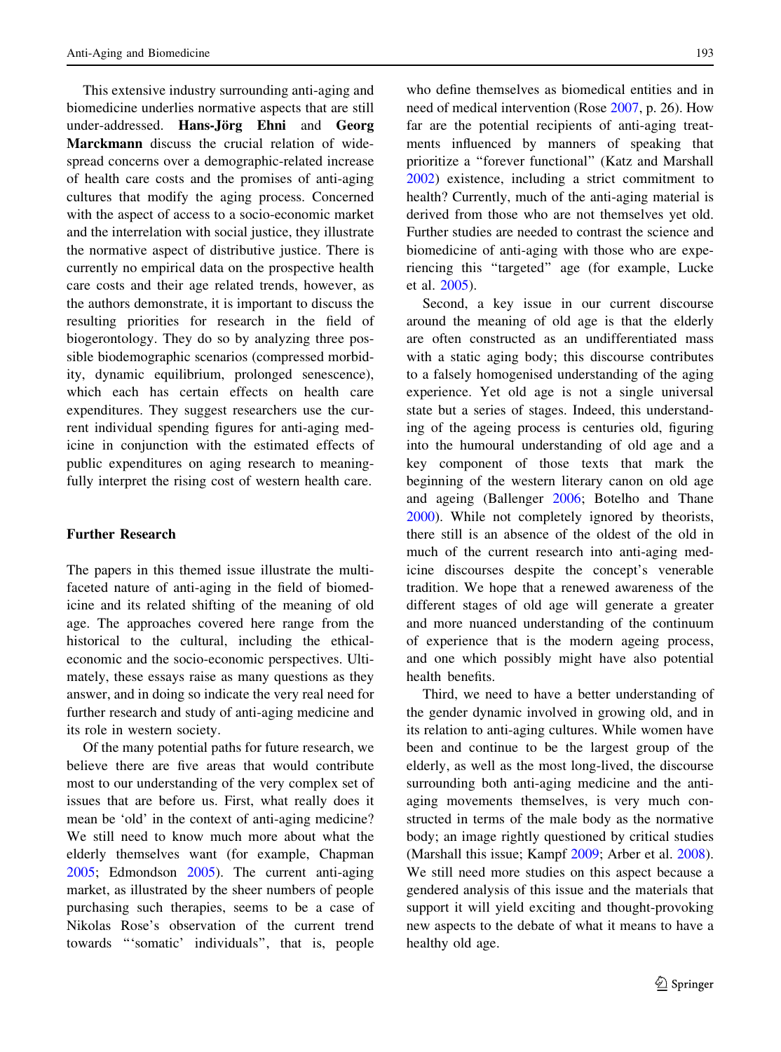This extensive industry surrounding anti-aging and biomedicine underlies normative aspects that are still under-addressed. **Hans-Jörg Ehni** and **Georg Marckmann** discuss the crucial relation of widespread concerns over a demographic-related increase of health care costs and the promises of anti-aging cultures that modify the aging process. Concerned with the aspect of access to a socio-economic market and the interrelation with social justice, they illustrate the normative aspect of distributive justice. There is currently no empirical data on the prospective health care costs and their age related trends, however, as the authors demonstrate, it is important to discuss the resulting priorities for research in the field of biogerontology. They do so by analyzing three possible biodemographic scenarios (compressed morbidity, dynamic equilibrium, prolonged senescence), which each has certain effects on health care expenditures. They suggest researchers use the current individual spending figures for anti-aging medicine in conjunction with the estimated effects of public expenditures on aging research to meaningfully interpret the rising cost of western health care.

## Further Research

The papers in this themed issue illustrate the multi-faceted nature of anti-aging in the field of biomedicine and its related shifting of the meaning of old age. The approaches covered here range from the historical to the cultural, including the ethical-economic and the socio-economic perspectives. Ultimately, these essays raise as many questions as they answer, and in doing so indicate the very real need for further research and study of anti-aging medicine and its role in western society.

Of the many potential paths for future research, we believe there are five areas that would contribute most to our understanding of the very complex set of issues that are before us. First, what really does it mean be 'old' in the context of anti-aging medicine? We still need to know much more about what the elderly themselves want (for example, Chapman 2005; Edmondson 2005). The current anti-aging market, as illustrated by the sheer numbers of people purchasing such therapies, seems to be a case of Nikolas Rose's observation of the current trend towards "'somatic' individuals", that is, people who define themselves as biomedical entities and in need of medical intervention (Rose 2007, p. 26). How far are the potential recipients of anti-aging treatments influenced by manners of speaking that prioritize a "forever functional" (Katz and Marshall 2002) existence, including a strict commitment to health? Currently, much of the anti-aging material is derived from those who are not themselves yet old. Further studies are needed to contrast the science and biomedicine of anti-aging with those who are experiencing this "targeted" age (for example, Lucke et al. 2005).

Second, a key issue in our current discourse around the meaning of old age is that the elderly are often constructed as an undifferentiated mass with a static aging body; this discourse contributes to a falsely homogenised understanding of the aging experience. Yet old age is not a single universal state but a series of stages. Indeed, this understanding of the ageing process is centuries old, figuring into the humoural understanding of old age and a key component of those texts that mark the beginning of the western literary canon on old age and ageing (Ballenger 2006; Botelho and Thane 2000). While not completely ignored by theorists, there still is an absence of the oldest of the old in much of the current research into anti-aging medicine discourses despite the concept's venerable tradition. We hope that a renewed awareness of the different stages of old age will generate a greater and more nuanced understanding of the continuum of experience that is the modern ageing process, and one which possibly might have also potential health benefits.

Third, we need to have a better understanding of the gender dynamic involved in growing old, and in its relation to anti-aging cultures. While women have been and continue to be the largest group of the elderly, as well as the most long-lived, the discourse surrounding both anti-aging medicine and the anti-aging movements themselves, is very much constructed in terms of the male body as the normative body; an image rightly questioned by critical studies (Marshall this issue; Kampf 2009; Arber et al. 2008). We still need more studies on this aspect because a gendered analysis of this issue and the materials that support it will yield exciting and thought-provoking new aspects to the debate of what it means to have a healthy old age.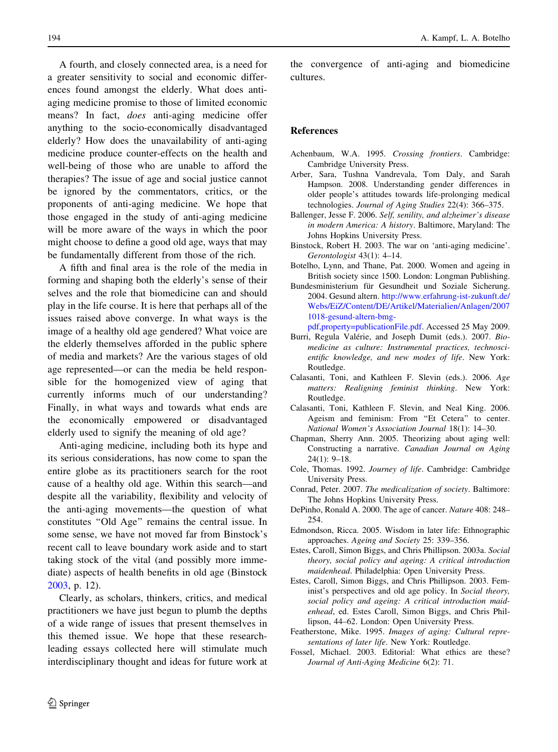A fourth, and closely connected area, is a need for a greater sensitivity to social and economic differences found amongst the elderly. What does anti-aging medicine promise to those of limited economic means? In fact, *does* anti-aging medicine offer anything to the socio-economically disadvantaged elderly? How does the unavailability of anti-aging medicine produce counter-effects on the health and well-being of those who are unable to afford the therapies? The issue of age and social justice cannot be ignored by the commentators, critics, or the proponents of anti-aging medicine. We hope that those engaged in the study of anti-aging medicine will be more aware of the ways in which the poor might choose to define a good old age, ways that may be fundamentally different from those of the rich.

A fifth and final area is the role of the media in forming and shaping both the elderly's sense of their selves and the role that biomedicine can and should play in the life course. It is here that perhaps all of the issues raised above converge. In what ways is the image of a healthy old age gendered? What voice are the elderly themselves afforded in the public sphere of media and markets? Are the various stages of old age represented—or can the media be held responsible for the homogenized view of aging that currently informs much of our understanding? Finally, in what ways and towards what ends are the economically empowered or disadvantaged elderly used to signify the meaning of old age?

Anti-aging medicine, including both its hype and its serious considerations, has now come to span the entire globe as its practitioners search for the root cause of a healthy old age. Within this search—and despite all the variability, flexibility and velocity of the anti-aging movements—the question of what constitutes "Old Age" remains the central issue. In some sense, we have not moved far from Binstock's recent call to leave boundary work aside and to start taking stock of the vital (and possibly more immediate) aspects of health benefits in old age (Binstock 2003, p. 12).

Clearly, as scholars, thinkers, critics, and medical practitioners we have just begun to plumb the depths of a wide range of issues that present themselves in this themed issue. We hope that these research-leading essays collected here will stimulate much interdisciplinary thought and ideas for future work at the convergence of anti-aging and biomedicine cultures.

## References

Achenbaum, W.A. 1995. *Crossing frontiers*. Cambridge: Cambridge University Press.

Arber, Sara, Tushna Vandrevala, Tom Daly, and Sarah Hampson. 2008. Understanding gender differences in older people's attitudes towards life-prolonging medical technologies. *Journal of Aging Studies* 22(4): 366–375.

Ballenger, Jesse F. 2006. *Self, senility, and alzheimer's disease in modern America: A history*. Baltimore, Maryland: The Johns Hopkins University Press.

Binstock, Robert H. 2003. The war on 'anti-aging medicine'. *Gerontologist* 43(1): 4–14.

Botelho, Lynn, and Thane, Pat. 2000. Women and ageing in British society since 1500. London: Longman Publishing.

Bundesministerium für Gesundheit und Soziale Sicherung. 2004. Gesund altern. http://www.erfahrung-ist-zukunft.de/Webs/EiZ/Content/DE/Artikel/Materialien/Anlagen/20071018-gesund-altern-bmg-pdf,property=publicationFile.pdf. Accessed 25 May 2009.

Burri, Regula Valérie, and Joseph Dumit (eds.). 2007. *Biomedicine as culture: Instrumental practices, technoscientific knowledge, and new modes of life*. New York: Routledge.

Calasanti, Toni, and Kathleen F. Slevin (eds.). 2006. *Age matters: Realigning feminist thinking*. New York: Routledge.

Calasanti, Toni, Kathleen F. Slevin, and Neal King. 2006. Ageism and feminism: From "Et Cetera" to center. *National Women's Association Journal* 18(1): 14–30.

Chapman, Sherry Ann. 2005. Theorizing about aging well: Constructing a narrative. *Canadian Journal on Aging* 24(1): 9–18.

Cole, Thomas. 1992. *Journey of life*. Cambridge: Cambridge University Press.

Conrad, Peter. 2007. *The medicalization of society*. Baltimore: The Johns Hopkins University Press.

DePinho, Ronald A. 2000. The age of cancer. *Nature* 408: 248–254.

Edmondson, Ricca. 2005. Wisdom in later life: Ethnographic approaches. *Ageing and Society* 25: 339–356.

Estes, Caroll, Simon Biggs, and Chris Phillipson. 2003a. *Social theory, social policy and ageing: A critical introduction maidenhead*. Philadelphia: Open University Press.

Estes, Caroll, Simon Biggs, and Chris Phillipson. 2003. Feminist's perspectives and old age policy. In *Social theory, social policy and ageing: A critical introduction maidenhead*, ed. Estes Caroll, Simon Biggs, and Chris Phillipson, 44–62. London: Open University Press.

Featherstone, Mike. 1995. *Images of aging: Cultural representations of later life*. New York: Routledge.

Fossel, Michael. 2003. Editorial: What ethics are these? *Journal of Anti-Aging Medicine* 6(2): 71.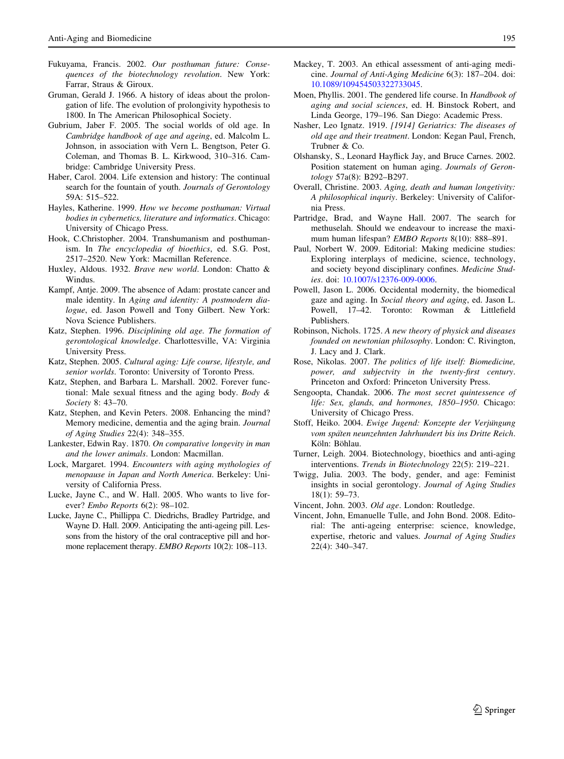Fukuyama, Francis. 2002. *Our posthuman future: Consequences of the biotechnology revolution*. New York: Farrar, Straus & Giroux.

Gruman, Gerald J. 1966. A history of ideas about the prolongation of life. The evolution of prolongivity hypothesis to 1800. In The American Philosophical Society.

Gubrium, Jaber F. 2005. The social worlds of old age. In *Cambridge handbook of age and ageing*, ed. Malcolm L. Johnson, in association with Vern L. Bengtson, Peter G. Coleman, and Thomas B. L. Kirkwood, 310–316. Cambridge: Cambridge University Press.

Haber, Carol. 2004. Life extension and history: The continual search for the fountain of youth. *Journals of Gerontology* 59A: 515–522.

Hayles, Katherine. 1999. *How we become posthuman: Virtual bodies in cybernetics, literature and informatics*. Chicago: University of Chicago Press.

Hook, C.Christopher. 2004. Transhumanism and posthumanism. In *The encyclopedia of bioethics*, ed. S.G. Post, 2517–2520. New York: Macmillan Reference.

Huxley, Aldous. 1932. *Brave new world*. London: Chatto & Windus.

Kampf, Antje. 2009. The absence of Adam: prostate cancer and male identity. In *Aging and identity: A postmodern dialogue*, ed. Jason Powell and Tony Gilbert. New York: Nova Science Publishers.

Katz, Stephen. 1996. *Disciplining old age. The formation of gerontological knowledge*. Charlottesville, VA: Virginia University Press.

Katz, Stephen. 2005. *Cultural aging: Life course, lifestyle, and senior worlds*. Toronto: University of Toronto Press.

Katz, Stephen, and Barbara L. Marshall. 2002. Forever functional: Male sexual fitness and the aging body. *Body & Society* 8: 43–70.

Katz, Stephen, and Kevin Peters. 2008. Enhancing the mind? Memory medicine, dementia and the aging brain. *Journal of Aging Studies* 22(4): 348–355.

Lankester, Edwin Ray. 1870. *On comparative longevity in man and the lower animals*. London: Macmillan.

Lock, Margaret. 1994. *Encounters with aging mythologies of menopause in Japan and North America*. Berkeley: University of California Press.

Lucke, Jayne C., and W. Hall. 2005. Who wants to live forever? *Embo Reports* 6(2): 98–102.

Lucke, Jayne C., Phillippa C. Diedrichs, Bradley Partridge, and Wayne D. Hall. 2009. Anticipating the anti-ageing pill. Lessons from the history of the oral contraceptive pill and hormone replacement therapy. *EMBO Reports* 10(2): 108–113.

Mackey, T. 2003. An ethical assessment of anti-aging medicine. *Journal of Anti-Aging Medicine* 6(3): 187–204. doi: 10.1089/109454503322733045.

Moen, Phyllis. 2001. The gendered life course. In *Handbook of aging and social sciences*, ed. H. Binstock Robert, and Linda George, 179–196. San Diego: Academic Press.

Nasher, Leo Ignatz. 1919. *[1914] Geriatrics: The diseases of old age and their treatment*. London: Kegan Paul, French, Trubner & Co.

Olshansky, S., Leonard Hayflick Jay, and Bruce Carnes. 2002. Position statement on human aging. *Journals of Gerontology* 57a(8): B292–B297.

Overall, Christine. 2003. *Aging, death and human longevity: A philosophical inquriy*. Berkeley: University of California Press.

Partridge, Brad, and Wayne Hall. 2007. The search for methuselah. Should we endeavour to increase the maximum human lifespan? *EMBO Reports* 8(10): 888–891.

Paul, Norbert W. 2009. Editorial: Making medicine studies: Exploring interplays of medicine, science, technology, and society beyond disciplinary confines. *Medicine Studies*. doi: 10.1007/s12376-009-0006.

Powell, Jason L. 2006. Occidental modernity, the biomedical gaze and aging. In *Social theory and aging*, ed. Jason L. Powell, 17–42. Toronto: Rowman & Littlefield Publishers.

Robinson, Nichols. 1725. *A new theory of physick and diseases founded on newtonian philosophy*. London: C. Rivington, J. Lacy and J. Clark.

Rose, Nikolas. 2007. *The politics of life itself: Biomedicine, power, and subjectvity in the twenty-first century*. Princeton and Oxford: Princeton University Press.

Sengoopta, Chandak. 2006. *The most secret quintessence of life: Sex, glands, and hormones, 1850–1950*. Chicago: University of Chicago Press.

Stoff, Heiko. 2004. *Ewige Jugend: Konzepte der Verjüngung vom späten neunzehnten Jahrhundert bis ins Dritte Reich*. Köln: Böhlau.

Turner, Leigh. 2004. Biotechnology, bioethics and anti-aging interventions. *Trends in Biotechnology* 22(5): 219–221.

Twigg, Julia. 2003. The body, gender, and age: Feminist insights in social gerontology. *Journal of Aging Studies* 18(1): 59–73.

Vincent, John. 2003. *Old age*. London: Routledge.

Vincent, John, Emanuelle Tulle, and John Bond. 2008. Editorial: The anti-ageing enterprise: science, knowledge, expertise, rhetoric and values. *Journal of Aging Studies* 22(4): 340–347.